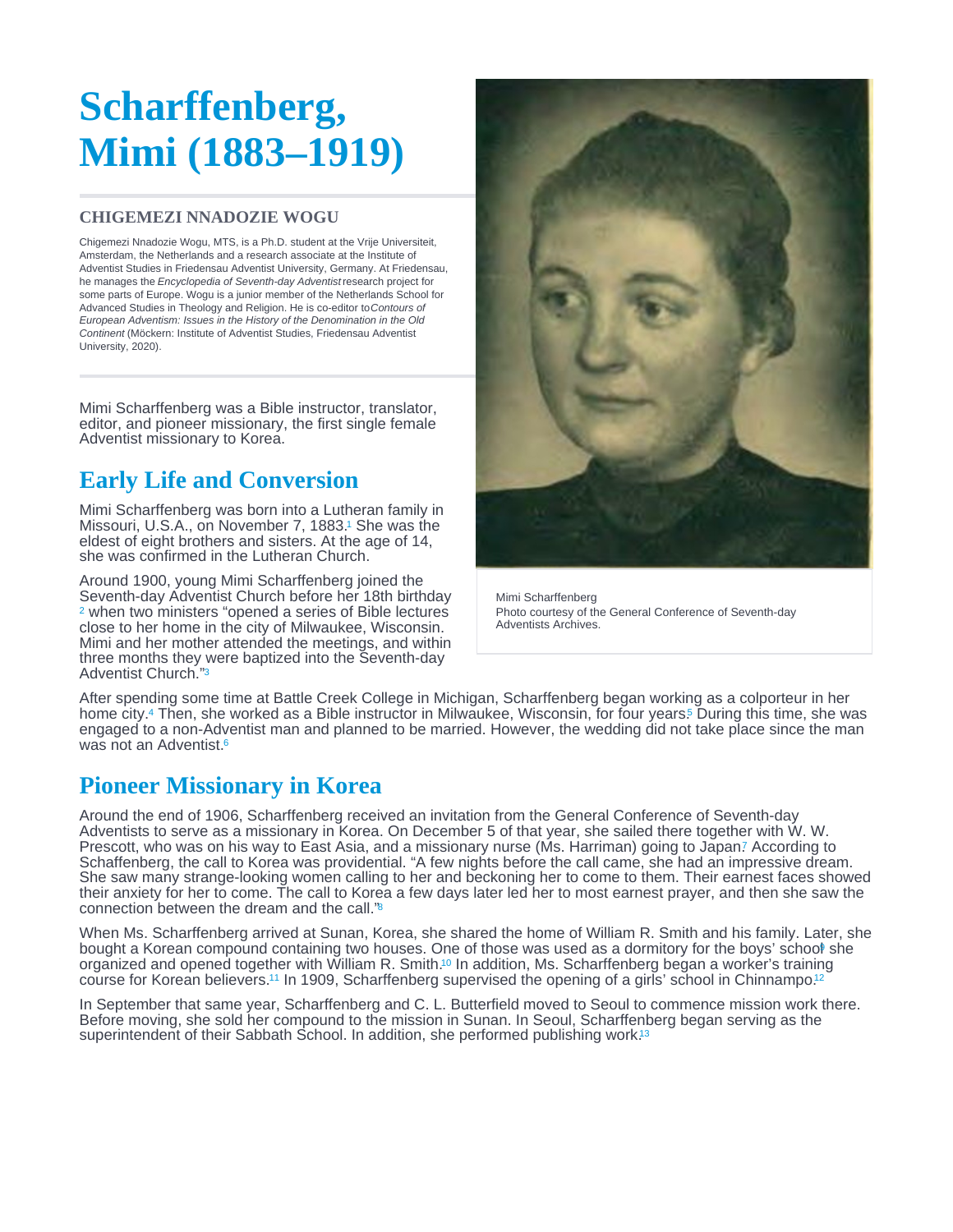# Scharffenberg, Mimi (1883–1919)

### CHIGEMEZI NNADOZIE WOGU

Chigemezi Nnadozie Wogu, MTS, is a Ph.D. student at the Vrije Universiteit, Amsterdam, the Netherlands and a research associate at the Institute of Adventist Studies in Friedensau Adventist University, Germany. At Friedensau, he manages the *Encyclopedia of Seventh-day Adventist* research project for some parts of Europe. Wogu is a junior member of the Netherlands School for Advanced Studies in Theology and Religion. He is co-editor to *Contours of European Adventism: Issues in the History of the Denomination in the Old Continent* (Möckern: Institute of Adventist Studies, Friedensau Adventist University, 2020).

Mimi Scharffenberg was a Bible instructor, translator, editor, and pioneer missionary, the first single female Adventist missionary to Korea.

Mimi Scharffenberg
Photo courtesy of the General Conference of Seventh-day Adventists Archives.

## Early Life and Conversion

Mimi Scharffenberg was born into a Lutheran family in Missouri, U.S.A., on November 7, 1883.[1] She was the eldest of eight brothers and sisters. At the age of 14, she was confirmed in the Lutheran Church.

Around 1900, young Mimi Scharffenberg joined the Seventh-day Adventist Church before her 18th birthday [2] when two ministers "opened a series of Bible lectures close to her home in the city of Milwaukee, Wisconsin. Mimi and her mother attended the meetings, and within three months they were baptized into the Seventh-day Adventist Church."[3]

After spending some time at Battle Creek College in Michigan, Scharffenberg began working as a colporteur in her home city.[4] Then, she worked as a Bible instructor in Milwaukee, Wisconsin, for four years.[5] During this time, she was engaged to a non-Adventist man and planned to be married. However, the wedding did not take place since the man was not an Adventist.[6]

## Pioneer Missionary in Korea

Around the end of 1906, Scharffenberg received an invitation from the General Conference of Seventh-day Adventists to serve as a missionary in Korea. On December 5 of that year, she sailed there together with W. W. Prescott, who was on his way to East Asia, and a missionary nurse (Ms. Harriman) going to Japan.[7] According to Schaffenberg, the call to Korea was providential. "A few nights before the call came, she had an impressive dream. She saw many strange-looking women calling to her and beckoning her to come to them. Their earnest faces showed their anxiety for her to come. The call to Korea a few days later led her to most earnest prayer, and then she saw the connection between the dream and the call."[8]

When Ms. Scharffenberg arrived at Sunan, Korea, she shared the home of William R. Smith and his family. Later, she bought a Korean compound containing two houses. One of those was used as a dormitory for the boys' school[9] she organized and opened together with William R. Smith.[10] In addition, Ms. Scharffenberg began a worker's training course for Korean believers.[11] In 1909, Scharffenberg supervised the opening of a girls' school in Chinnampo.[12]

In September that same year, Scharffenberg and C. L. Butterfield moved to Seoul to commence mission work there. Before moving, she sold her compound to the mission in Sunan. In Seoul, Scharffenberg began serving as the superintendent of their Sabbath School. In addition, she performed publishing work.[13]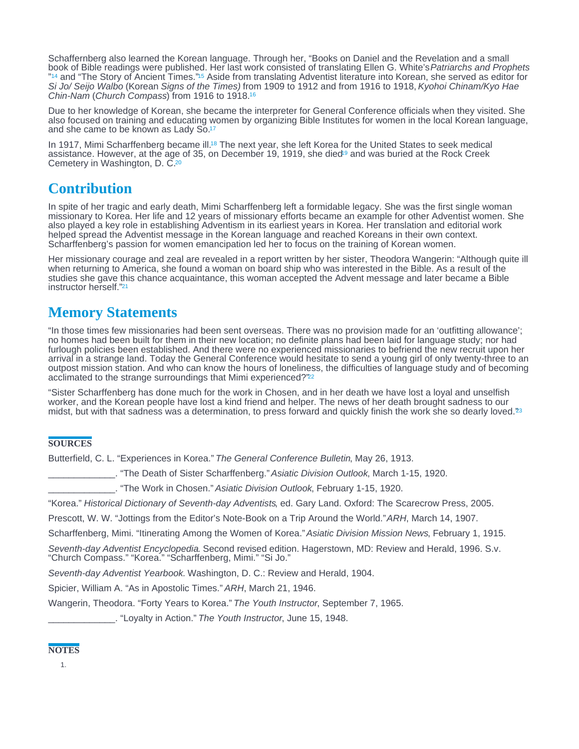Schaffernberg also learned the Korean language. Through her, "Books on Daniel and the Revelation and a small book of Bible readings were published. Her last work consisted of translating Ellen G. White's *Patriarchs and Prophets* "[14] and "The Story of Ancient Times."[15] Aside from translating Adventist literature into Korean, she served as editor for *Si Jo/ Seijo Walbo* (Korean *Signs of the Times)* from 1909 to 1912 and from 1916 to 1918, *Kyohoi Chinam/Kyo Hae Chin-Nam* (*Church Compass*) from 1916 to 1918.[16]

Due to her knowledge of Korean, she became the interpreter for General Conference officials when they visited. She also focused on training and educating women by organizing Bible Institutes for women in the local Korean language, and she came to be known as Lady So.[17]

In 1917, Mimi Scharffenberg became ill.[18] The next year, she left Korea for the United States to seek medical assistance. However, at the age of 35, on December 19, 1919, she died[19] and was buried at the Rock Creek Cemetery in Washington, D. C.[20]

## Contribution

In spite of her tragic and early death, Mimi Scharffenberg left a formidable legacy. She was the first single woman missionary to Korea. Her life and 12 years of missionary efforts became an example for other Adventist women. She also played a key role in establishing Adventism in its earliest years in Korea. Her translation and editorial work helped spread the Adventist message in the Korean language and reached Koreans in their own context. Scharffenberg's passion for women emancipation led her to focus on the training of Korean women.

Her missionary courage and zeal are revealed in a report written by her sister, Theodora Wangerin: "Although quite ill when returning to America, she found a woman on board ship who was interested in the Bible. As a result of the studies she gave this chance acquaintance, this woman accepted the Advent message and later became a Bible instructor herself."[21]

## Memory Statements

"In those times few missionaries had been sent overseas. There was no provision made for an 'outfitting allowance'; no homes had been built for them in their new location; no definite plans had been laid for language study; nor had furlough policies been established. And there were no experienced missionaries to befriend the new recruit upon her arrival in a strange land. Today the General Conference would hesitate to send a young girl of only twenty-three to an outpost mission station. And who can know the hours of loneliness, the difficulties of language study and of becoming acclimated to the strange surroundings that Mimi experienced?"[22]

"Sister Scharffenberg has done much for the work in Chosen, and in her death we have lost a loyal and unselfish worker, and the Korean people have lost a kind friend and helper. The news of her death brought sadness to our midst, but with that sadness was a determination, to press forward and quickly finish the work she so dearly loved."[23]

### SOURCES

Butterfield, C. L. "Experiences in Korea." *The General Conference Bulletin*, May 26, 1913.

_____________. "The Death of Sister Scharffenberg." *Asiatic Division Outlook*, March 1-15, 1920.

_____________. "The Work in Chosen." *Asiatic Division Outlook*, February 1-15, 1920.

"Korea." *Historical Dictionary of Seventh-day Adventists*, ed. Gary Land. Oxford: The Scarecrow Press, 2005.

Prescott, W. W. "Jottings from the Editor's Note-Book on a Trip Around the World." *ARH*, March 14, 1907.

Scharffenberg, Mimi. "Itinerating Among the Women of Korea." *Asiatic Division Mission News*, February 1, 1915.

*Seventh-day Adventist Encyclopedia*. Second revised edition. Hagerstown, MD: Review and Herald, 1996. S.v. "Church Compass." "Korea." "Scharffenberg, Mimi." "Si Jo."

*Seventh-day Adventist Yearbook.* Washington, D. C.: Review and Herald, 1904.

Spicier, William A. "As in Apostolic Times." *ARH*, March 21, 1946.

Wangerin, Theodora. "Forty Years to Korea." *The Youth Instructor*, September 7, 1965.

_____________. "Loyalty in Action." *The Youth Instructor*, June 15, 1948.

### NOTES

1.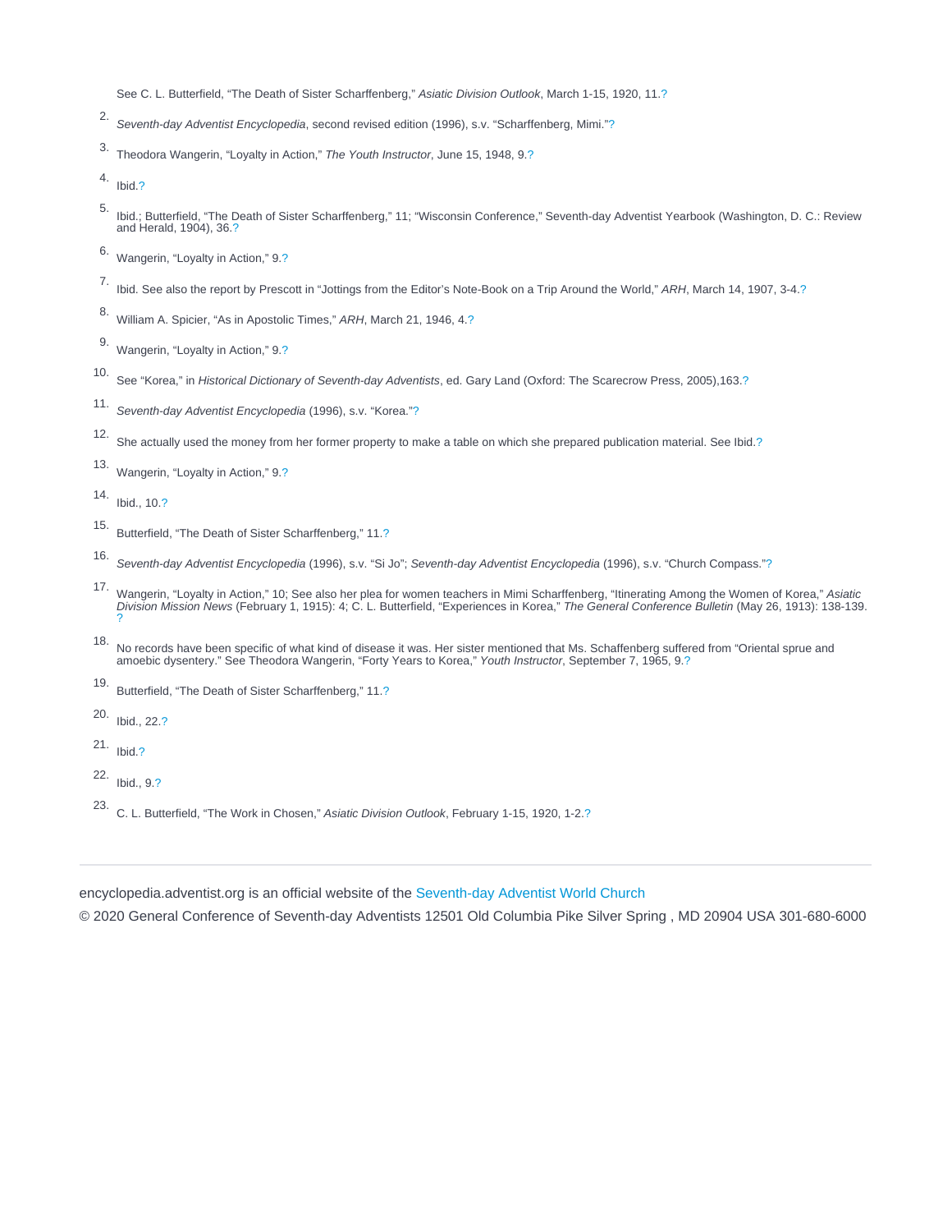See C. L. Butterfield, “The Death of Sister Scharffenberg,” *Asiatic Division Outlook*, March 1-15, 1920, 11.?

2. *Seventh-day Adventist Encyclopedia*, second revised edition (1996), s.v. “Scharffenberg, Mimi.”?

3. Theodora Wangerin, “Loyalty in Action,” *The Youth Instructor*, June 15, 1948, 9.?

4. Ibid.?

5. Ibid.; Butterfield, “The Death of Sister Scharffenberg,” 11; “Wisconsin Conference,” Seventh-day Adventist Yearbook (Washington, D. C.: Review and Herald, 1904), 36.?

6. Wangerin, “Loyalty in Action,” 9.?

7. Ibid. See also the report by Prescott in “Jottings from the Editor’s Note-Book on a Trip Around the World,” *ARH*, March 14, 1907, 3-4.?

8. William A. Spicier, “As in Apostolic Times,” *ARH*, March 21, 1946, 4.?

9. Wangerin, “Loyalty in Action,” 9.?

10. See “Korea,” in *Historical Dictionary of Seventh-day Adventists*, ed. Gary Land (Oxford: The Scarecrow Press, 2005),163.?

11. *Seventh-day Adventist Encyclopedia* (1996), s.v. “Korea.”?

12. She actually used the money from her former property to make a table on which she prepared publication material. See Ibid.?

13. Wangerin, “Loyalty in Action,” 9.?

14. Ibid., 10.?

15. Butterfield, “The Death of Sister Scharffenberg,” 11.?

16. *Seventh-day Adventist Encyclopedia* (1996), s.v. “Si Jo”; *Seventh-day Adventist Encyclopedia* (1996), s.v. “Church Compass.”?

17. Wangerin, “Loyalty in Action,” 10; See also her plea for women teachers in Mimi Scharffenberg, “Itinerating Among the Women of Korea,” *Asiatic Division Mission News* (February 1, 1915): 4; C. L. Butterfield, “Experiences in Korea,” *The General Conference Bulletin* (May 26, 1913): 138-139. ?

18. No records have been specific of what kind of disease it was. Her sister mentioned that Ms. Schaffenberg suffered from “Oriental sprue and amoebic dysentery.” See Theodora Wangerin, “Forty Years to Korea,” *Youth Instructor*, September 7, 1965, 9.?

19. Butterfield, “The Death of Sister Scharffenberg,” 11.?

20. Ibid., 22.?

21. Ibid.?

22. Ibid., 9.?

23. C. L. Butterfield, “The Work in Chosen,” *Asiatic Division Outlook*, February 1-15, 1920, 1-2.?

---

encyclopedia.adventist.org is an official website of the Seventh-day Adventist World Church

© 2020 General Conference of Seventh-day Adventists 12501 Old Columbia Pike Silver Spring , MD 20904 USA 301-680-6000